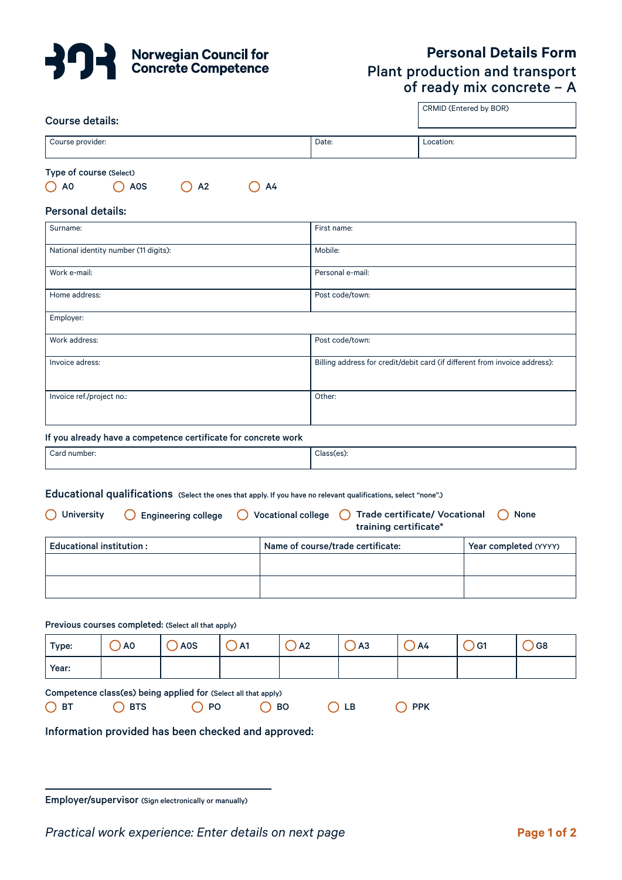Norwegian Council for Concrete Competence

# Personal Details Form

## Plant production and transport of ready mix concrete – A

| CRMID (Entered by BOR) |
|---|
| |

### Course details:

| Course provider: | Date: | Location: |
|---|---|---|
| | | |

Type of course (Select)

- ◯ A0
- ◯ A0S
- ◯ A2
- ◯ A4

### Personal details:

| Surname: | First name: |
|---|---|
| National identity number (11 digits): | Mobile: |
| Work e-mail: | Personal e-mail: |
| Home address: | Post code/town: |
| Employer: | |
| Work address: | Post code/town: |
| Invoice adress: | Billing address for credit/debit card (if different from invoice address): |
| Invoice ref./project no.: | Other: |

If you already have a competence certificate for concrete work

| Card number: | Class(es): |
|---|---|
| | |

### Educational qualifications (Select the ones that apply. If you have no relevant qualifications, select "none".)

- ◯ University
- ◯ Engineering college
- ◯ Vocational college
- ◯ Trade certificate/ Vocational training certificate*
- ◯ None

| Educational institution : | Name of course/trade certificate: | Year completed (YYYY) |
|---|---|---|
| | | |
| | | |

Previous courses completed: (Select all that apply)

| Type: | ◯ A0 | ◯ A0S | ◯ A1 | ◯ A2 | ◯ A3 | ◯ A4 | ◯ G1 | ◯ G8 |
|---|---|---|---|---|---|---|---|---|
| Year: | | | | | | | | |

Competence class(es) being applied for (Select all that apply)

- ◯ BT
- ◯ BTS
- ◯ PO
- ◯ BO
- ◯ LB
- ◯ PPK

Information provided has been checked and approved:

_______________________________

Employer/supervisor (Sign electronically or manually)

*Practical work experience: Enter details on next page*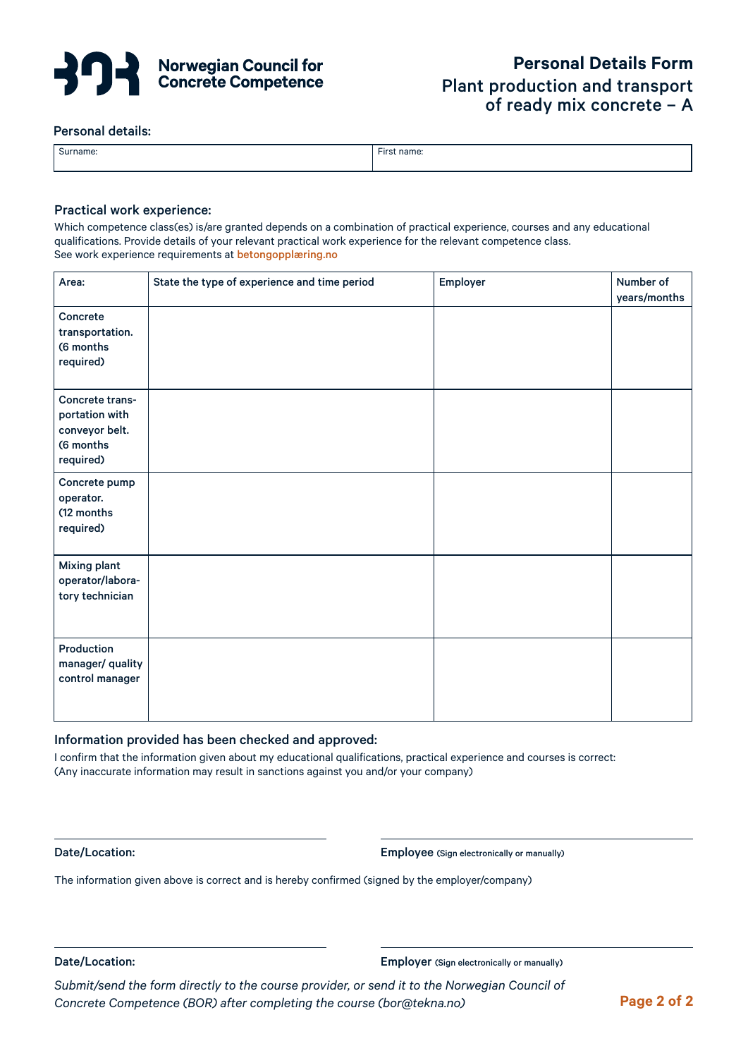Norwegian Council for Concrete Competence

# Personal Details Form

## Plant production and transport of ready mix concrete – A

### Personal details:

| Surname: | First name: |
|---|---|
| | |

### Practical work experience:

Which competence class(es) is/are granted depends on a combination of practical experience, courses and any educational qualifications. Provide details of your relevant practical work experience for the relevant competence class.
See work experience requirements at betongopplæring.no

| Area: | State the type of experience and time period | Employer | Number of years/months |
|---|---|---|---|
| Concrete transportation. (6 months required) | | | |
| Concrete transportation with conveyor belt. (6 months required) | | | |
| Concrete pump operator. (12 months required) | | | |
| Mixing plant operator/laboratory technician | | | |
| Production manager/ quality control manager | | | |

### Information provided has been checked and approved:

I confirm that the information given about my educational qualifications, practical experience and courses is correct:
(Any inaccurate information may result in sanctions against you and/or your company)

Date/Location: ______________________  Employee (Sign electronically or manually) ______________________

The information given above is correct and is hereby confirmed (signed by the employer/company)

Date/Location: ______________________  Employer (Sign electronically or manually) ______________________

*Submit/send the form directly to the course provider, or send it to the Norwegian Council of Concrete Competence (BOR) after completing the course (bor@tekna.no)*